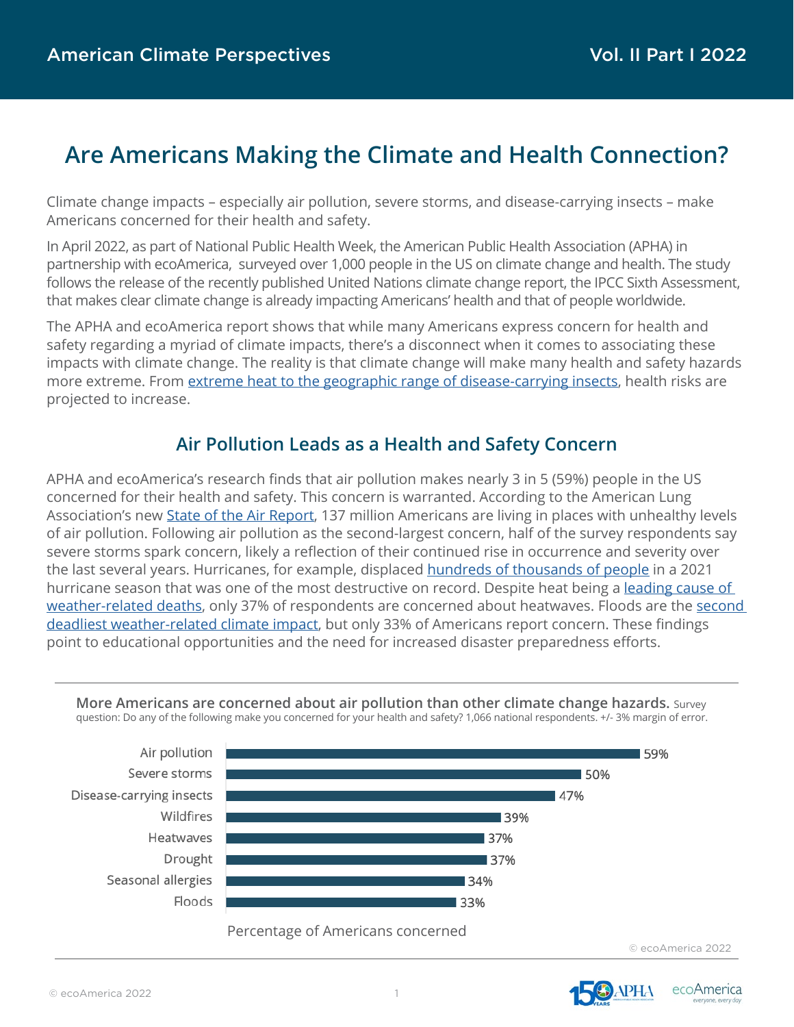American Climate Perspectives

Vol. II Part I 2022

# Are Americans Making the Climate and Health Connection?

Climate change impacts – especially air pollution, severe storms, and disease-carrying insects – make Americans concerned for their health and safety.

In April 2022, as part of National Public Health Week, the American Public Health Association (APHA) in partnership with ecoAmerica, surveyed over 1,000 people in the US on climate change and health. The study follows the release of the recently published United Nations climate change report, the IPCC Sixth Assessment, that makes clear climate change is already impacting Americans' health and that of people worldwide.

The APHA and ecoAmerica report shows that while many Americans express concern for health and safety regarding a myriad of climate impacts, there's a disconnect when it comes to associating these impacts with climate change. The reality is that climate change will make many health and safety hazards more extreme. From extreme heat to the geographic range of disease-carrying insects, health risks are projected to increase.

## Air Pollution Leads as a Health and Safety Concern

APHA and ecoAmerica's research finds that air pollution makes nearly 3 in 5 (59%) people in the US concerned for their health and safety. This concern is warranted. According to the American Lung Association's new State of the Air Report, 137 million Americans are living in places with unhealthy levels of air pollution. Following air pollution as the second-largest concern, half of the survey respondents say severe storms spark concern, likely a reflection of their continued rise in occurrence and severity over the last several years. Hurricanes, for example, displaced hundreds of thousands of people in a 2021 hurricane season that was one of the most destructive on record. Despite heat being a leading cause of weather-related deaths, only 37% of respondents are concerned about heatwaves. Floods are the second deadliest weather-related climate impact, but only 33% of Americans report concern. These findings point to educational opportunities and the need for increased disaster preparedness efforts.

**More Americans are concerned about air pollution than other climate change hazards.** Survey question: Do any of the following make you concerned for your health and safety? 1,066 national respondents. +/- 3% margin of error.

Air pollution 59%
Severe storms 50%
Disease-carrying insects 47%
Wildfires 39%
Heatwaves 37%
Drought 37%
Seasonal allergies 34%
Floods 33%

Percentage of Americans concerned

© ecoAmerica 2022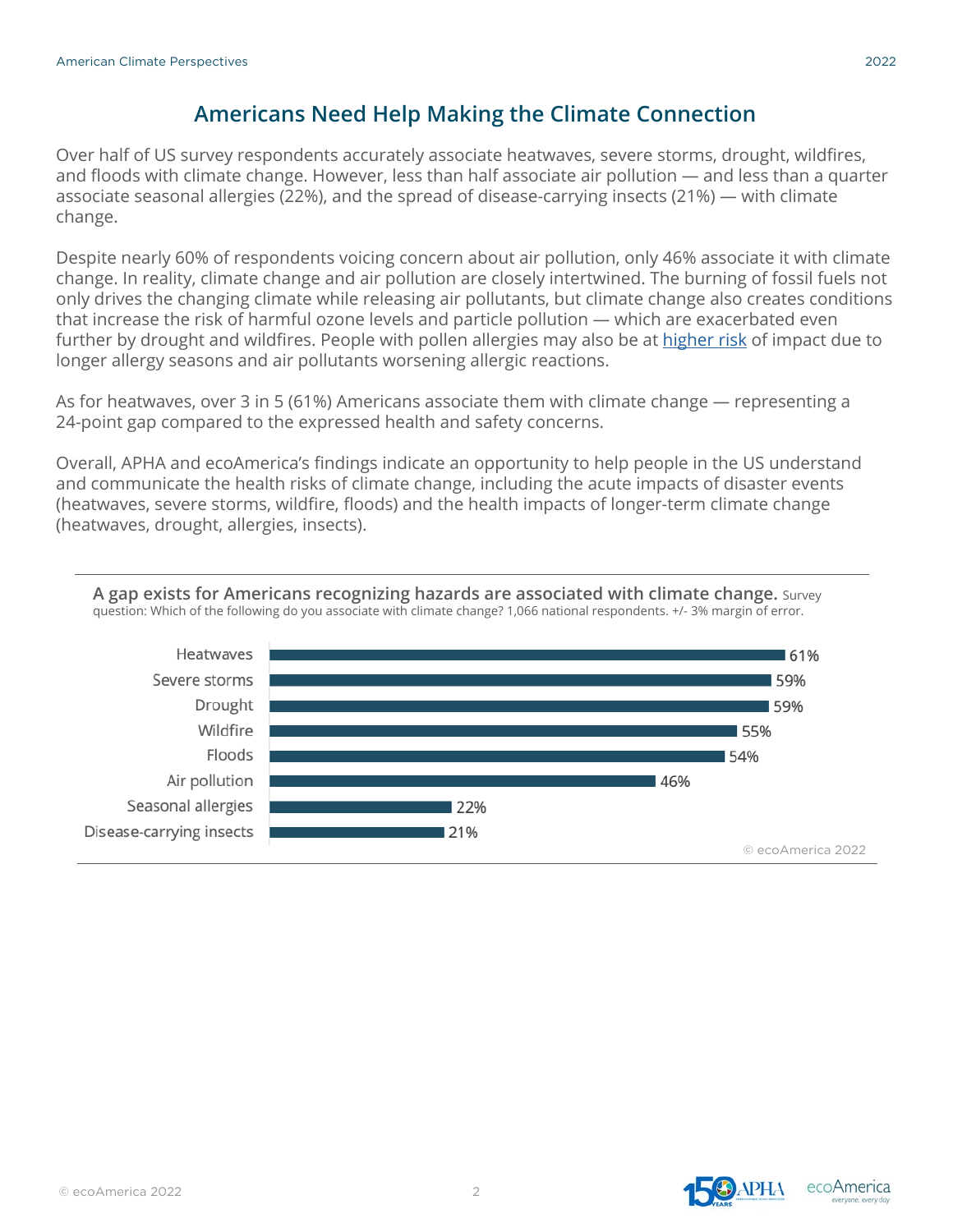# Americans Need Help Making the Climate Connection

Over half of US survey respondents accurately associate heatwaves, severe storms, drought, wildfires, and floods with climate change. However, less than half associate air pollution — and less than a quarter associate seasonal allergies (22%), and the spread of disease-carrying insects (21%) — with climate change.

Despite nearly 60% of respondents voicing concern about air pollution, only 46% associate it with climate change. In reality, climate change and air pollution are closely intertwined. The burning of fossil fuels not only drives the changing climate while releasing air pollutants, but climate change also creates conditions that increase the risk of harmful ozone levels and particle pollution — which are exacerbated even further by drought and wildfires. People with pollen allergies may also be at [higher risk] of impact due to longer allergy seasons and air pollutants worsening allergic reactions.

As for heatwaves, over 3 in 5 (61%) Americans associate them with climate change — representing a 24-point gap compared to the expressed health and safety concerns.

Overall, APHA and ecoAmerica's findings indicate an opportunity to help people in the US understand and communicate the health risks of climate change, including the acute impacts of disaster events (heatwaves, severe storms, wildfire, floods) and the health impacts of longer-term climate change (heatwaves, drought, allergies, insects).

**A gap exists for Americans recognizing hazards are associated with climate change.** Survey question: Which of the following do you associate with climate change? 1,066 national respondents. +/- 3% margin of error.

Heatwaves 61%
Severe storms 59%
Drought 59%
Wildfire 55%
Floods 54%
Air pollution 46%
Seasonal allergies 22%
Disease-carrying insects 21%

© ecoAmerica 2022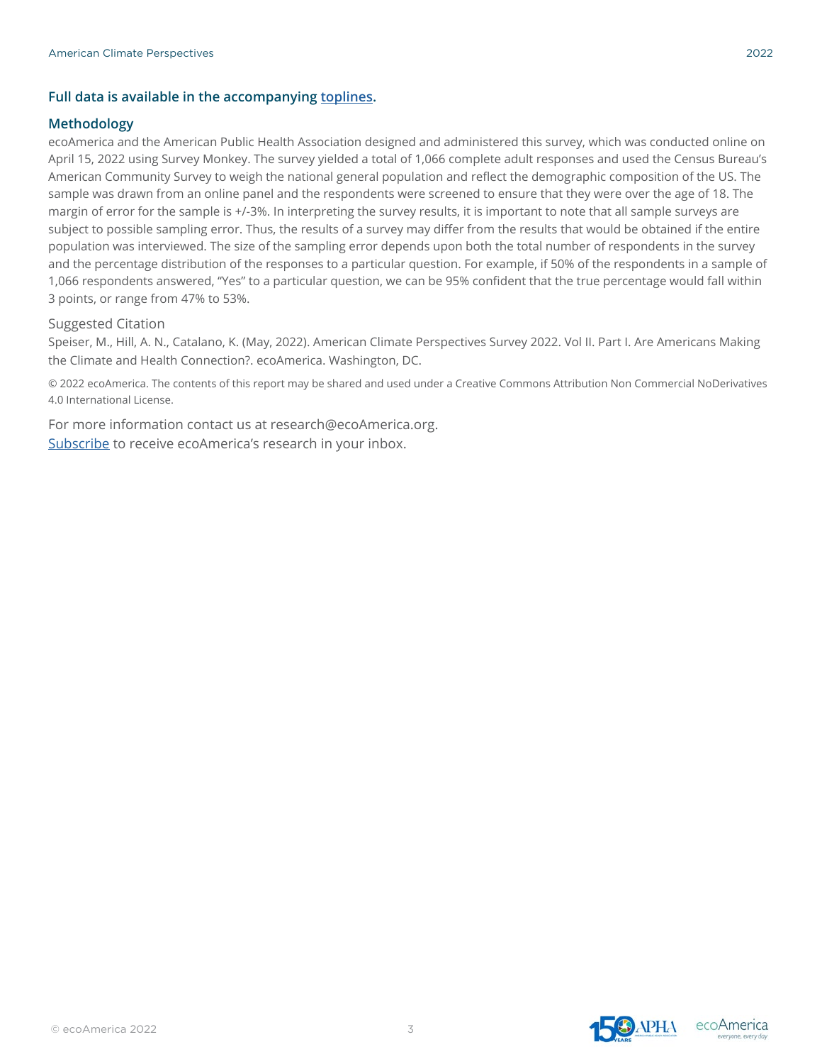**Full data is available in the accompanying toplines.**

## Methodology

ecoAmerica and the American Public Health Association designed and administered this survey, which was conducted online on April 15, 2022 using Survey Monkey. The survey yielded a total of 1,066 complete adult responses and used the Census Bureau's American Community Survey to weigh the national general population and reflect the demographic composition of the US. The sample was drawn from an online panel and the respondents were screened to ensure that they were over the age of 18. The margin of error for the sample is +/-3%. In interpreting the survey results, it is important to note that all sample surveys are subject to possible sampling error. Thus, the results of a survey may differ from the results that would be obtained if the entire population was interviewed. The size of the sampling error depends upon both the total number of respondents in the survey and the percentage distribution of the responses to a particular question. For example, if 50% of the respondents in a sample of 1,066 respondents answered, "Yes" to a particular question, we can be 95% confident that the true percentage would fall within 3 points, or range from 47% to 53%.

Suggested Citation

Speiser, M., Hill, A. N., Catalano, K. (May, 2022). American Climate Perspectives Survey 2022. Vol II. Part I. Are Americans Making the Climate and Health Connection?. ecoAmerica. Washington, DC.

© 2022 ecoAmerica. The contents of this report may be shared and used under a Creative Commons Attribution Non Commercial NoDerivatives 4.0 International License.

For more information contact us at research@ecoAmerica.org.
Subscribe to receive ecoAmerica's research in your inbox.